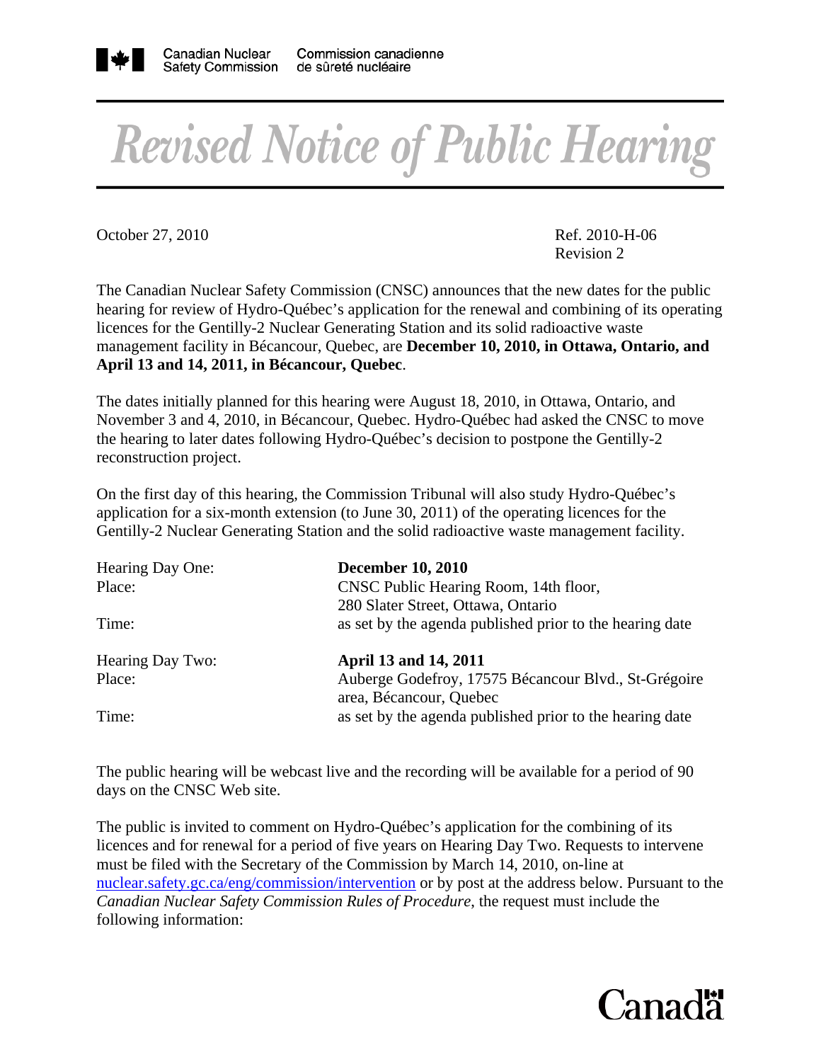Canadian Nuclear Safety Commission | Commission canadienne de sûreté nucléaire

# Revised Notice of Public Hearing

October 27, 2010

Ref. 2010-H-06
Revision 2

The Canadian Nuclear Safety Commission (CNSC) announces that the new dates for the public hearing for review of Hydro-Québec's application for the renewal and combining of its operating licences for the Gentilly-2 Nuclear Generating Station and its solid radioactive waste management facility in Bécancour, Quebec, are **December 10, 2010, in Ottawa, Ontario, and April 13 and 14, 2011, in Bécancour, Quebec**.

The dates initially planned for this hearing were August 18, 2010, in Ottawa, Ontario, and November 3 and 4, 2010, in Bécancour, Quebec. Hydro-Québec had asked the CNSC to move the hearing to later dates following Hydro-Québec's decision to postpone the Gentilly-2 reconstruction project.

On the first day of this hearing, the Commission Tribunal will also study Hydro-Québec's application for a six-month extension (to June 30, 2011) of the operating licences for the Gentilly-2 Nuclear Generating Station and the solid radioactive waste management facility.

| | |
|---|---|
| Hearing Day One: | **December 10, 2010** |
| Place: | CNSC Public Hearing Room, 14th floor, 280 Slater Street, Ottawa, Ontario |
| Time: | as set by the agenda published prior to the hearing date |
| Hearing Day Two: | **April 13 and 14, 2011** |
| Place: | Auberge Godefroy, 17575 Bécancour Blvd., St-Grégoire area, Bécancour, Quebec |
| Time: | as set by the agenda published prior to the hearing date |

The public hearing will be webcast live and the recording will be available for a period of 90 days on the CNSC Web site.

The public is invited to comment on Hydro-Québec's application for the combining of its licences and for renewal for a period of five years on Hearing Day Two. Requests to intervene must be filed with the Secretary of the Commission by March 14, 2010, on-line at nuclear.safety.gc.ca/eng/commission/intervention or by post at the address below. Pursuant to the *Canadian Nuclear Safety Commission Rules of Procedure*, the request must include the following information: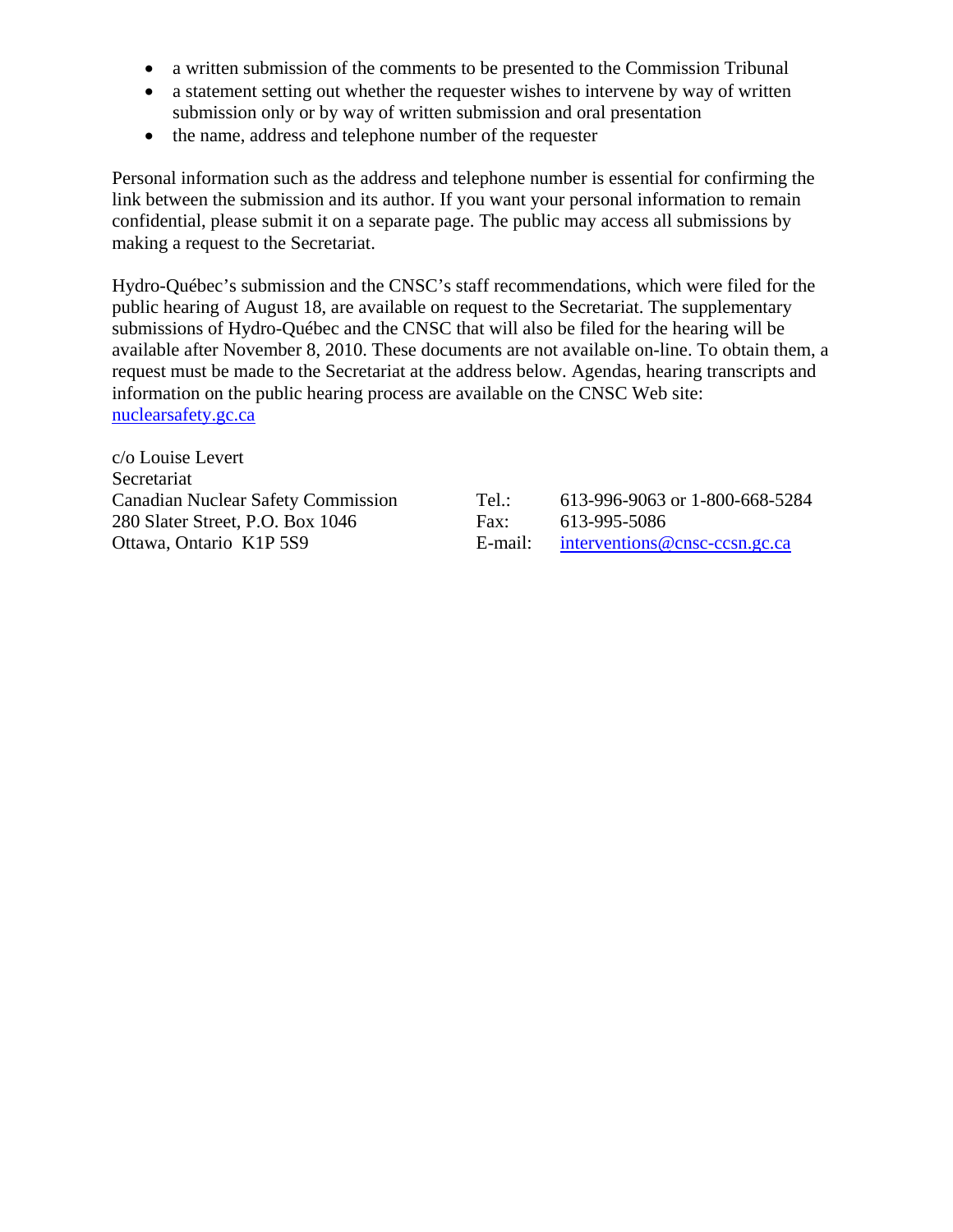- a written submission of the comments to be presented to the Commission Tribunal
- a statement setting out whether the requester wishes to intervene by way of written submission only or by way of written submission and oral presentation
- the name, address and telephone number of the requester

Personal information such as the address and telephone number is essential for confirming the link between the submission and its author. If you want your personal information to remain confidential, please submit it on a separate page. The public may access all submissions by making a request to the Secretariat.

Hydro-Québec's submission and the CNSC's staff recommendations, which were filed for the public hearing of August 18, are available on request to the Secretariat. The supplementary submissions of Hydro-Québec and the CNSC that will also be filed for the hearing will be available after November 8, 2010. These documents are not available on-line. To obtain them, a request must be made to the Secretariat at the address below. Agendas, hearing transcripts and information on the public hearing process are available on the CNSC Web site: nuclearsafety.gc.ca

c/o Louise Levert
Secretariat
Canadian Nuclear Safety Commission
280 Slater Street, P.O. Box 1046
Ottawa, Ontario K1P 5S9

Tel.: 613-996-9063 or 1-800-668-5284
Fax: 613-995-5086
E-mail: interventions@cnsc-ccsn.gc.ca